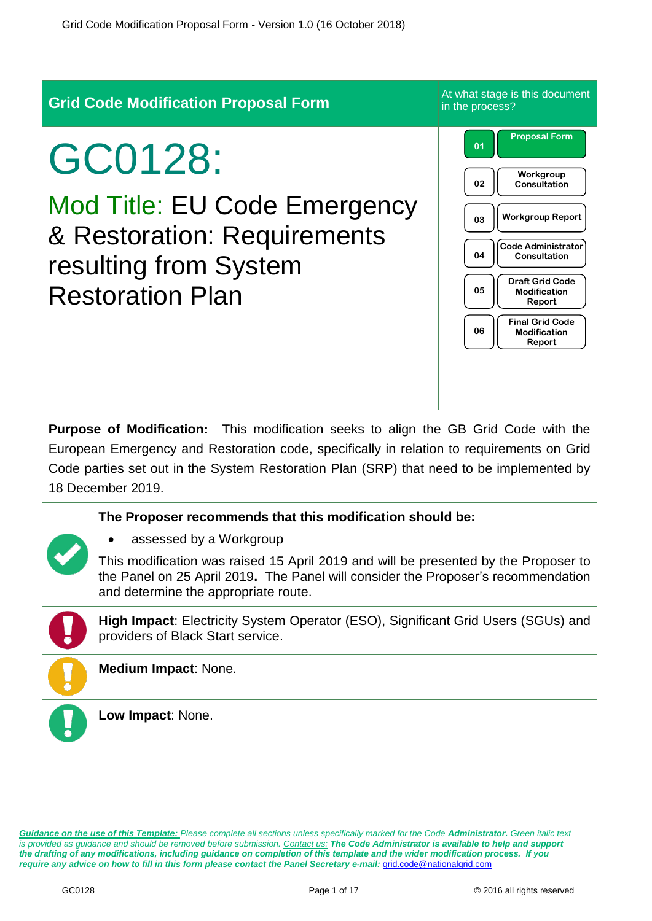Grid Code Modification Proposal Form - Version 1.0 (16 October 2018)

## Grid Code Modification Proposal Form

# GC0128:

## Mod Title: EU Code Emergency & Restoration: Requirements resulting from System Restoration Plan

At what stage is this document in the process?

| | |
|---|---|
| 01 | Proposal Form |
| 02 | Workgroup Consultation |
| 03 | Workgroup Report |
| 04 | Code Administrator Consultation |
| 05 | Draft Grid Code Modification Report |
| 06 | Final Grid Code Modification Report |

**Purpose of Modification:** This modification seeks to align the GB Grid Code with the European Emergency and Restoration code, specifically in relation to requirements on Grid Code parties set out in the System Restoration Plan (SRP) that need to be implemented by 18 December 2019.

**The Proposer recommends that this modification should be:**

- assessed by a Workgroup

This modification was raised 15 April 2019 and will be presented by the Proposer to the Panel on 25 April 2019**.** The Panel will consider the Proposer's recommendation and determine the appropriate route.

**High Impact**: Electricity System Operator (ESO), Significant Grid Users (SGUs) and providers of Black Start service.

**Medium Impact**: None.

**Low Impact**: None.

***Guidance on the use of this Template:*** *Please complete all sections unless specifically marked for the Code* ***Administrator.*** *Green italic text is provided as guidance and should be removed before submission.* *Contact us:* ***The Code Administrator is available to help and support the drafting of any modifications, including guidance on completion of this template and the wider modification process. If you require any advice on how to fill in this form please contact the Panel Secretary e-mail:*** grid.code@nationalgrid.com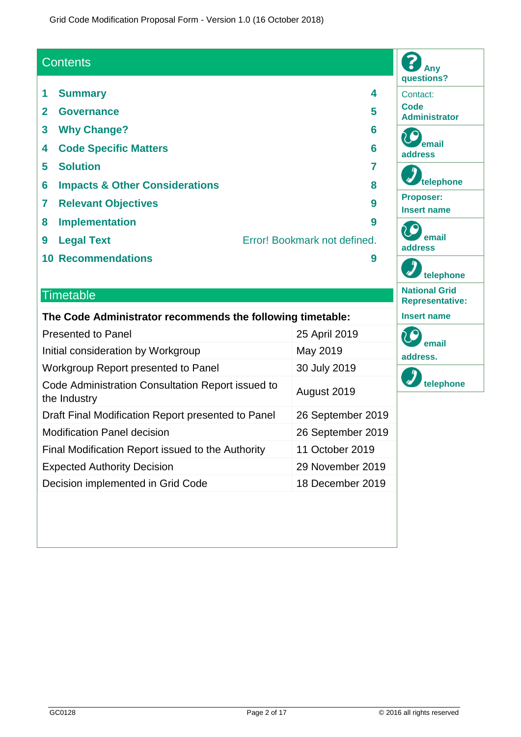## Contents

| | | |
|---|---|---|
| 1 | Summary | 4 |
| 2 | Governance | 5 |
| 3 | Why Change? | 6 |
| 4 | Code Specific Matters | 6 |
| 5 | Solution | 7 |
| 6 | Impacts & Other Considerations | 8 |
| 7 | Relevant Objectives | 9 |
| 8 | Implementation | 9 |
| 9 | Legal Text | Error! Bookmark not defined. |
| 10 | Recommendations | 9 |

## Timetable

| The Code Administrator recommends the following timetable: | |
|---|---|
| Presented to Panel | 25 April 2019 |
| Initial consideration by Workgroup | May 2019 |
| Workgroup Report presented to Panel | 30 July 2019 |
| Code Administration Consultation Report issued to the Industry | August 2019 |
| Draft Final Modification Report presented to Panel | 26 September 2019 |
| Modification Panel decision | 26 September 2019 |
| Final Modification Report issued to the Authority | 11 October 2019 |
| Expected Authority Decision | 29 November 2019 |
| Decision implemented in Grid Code | 18 December 2019 |

**Any questions?**

Contact:
**Code Administrator**

**email address**

**telephone**

**Proposer:**
**Insert name**

**email address**

**telephone**

**National Grid Representative:**

**Insert name**

**email address.**

**telephone**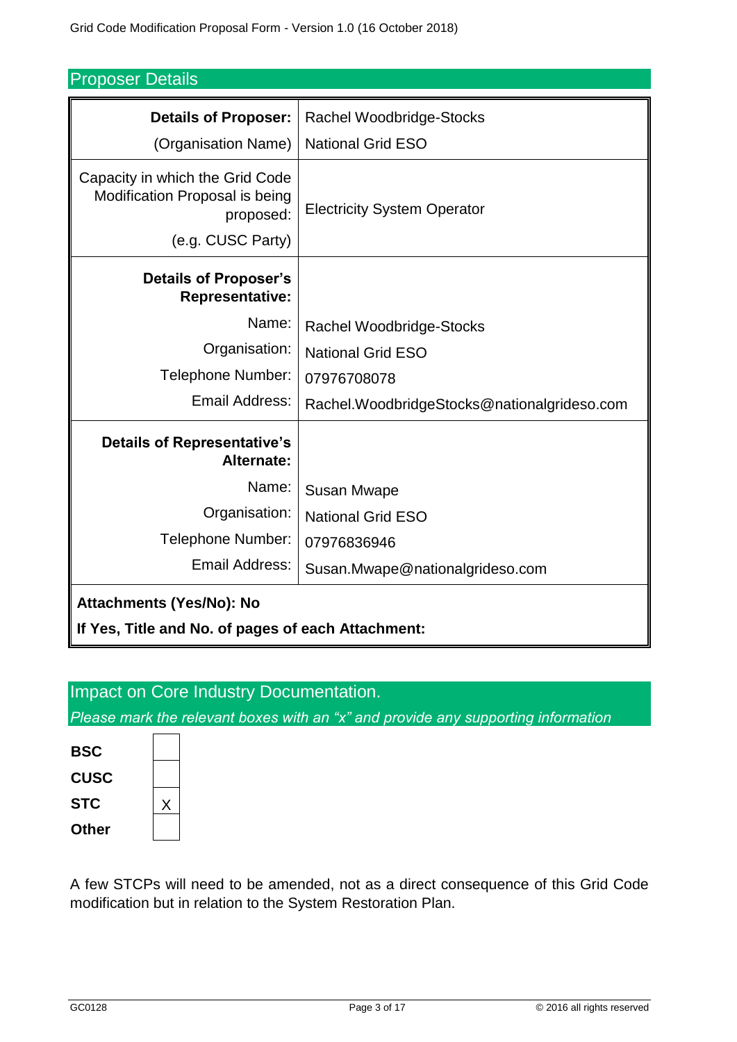## Proposer Details

| | |
|---|---|
| **Details of Proposer:** (Organisation Name) | Rachel Woodbridge-Stocks National Grid ESO |
| Capacity in which the Grid Code Modification Proposal is being proposed: (e.g. CUSC Party) | Electricity System Operator |
| **Details of Proposer's Representative:** | |
| Name: | Rachel Woodbridge-Stocks |
| Organisation: | National Grid ESO |
| Telephone Number: | 07976708078 |
| Email Address: | Rachel.WoodbridgeStocks@nationalgrideso.com |
| **Details of Representative's Alternate:** | |
| Name: | Susan Mwape |
| Organisation: | National Grid ESO |
| Telephone Number: | 07976836946 |
| Email Address: | Susan.Mwape@nationalgrideso.com |
| **Attachments (Yes/No): No** | |
| **If Yes, Title and No. of pages of each Attachment:** | |

## Impact on Core Industry Documentation.

*Please mark the relevant boxes with an "x" and provide any supporting information*

| | |
|---|---|
| **BSC** | |
| **CUSC** | |
| **STC** | X |
| **Other** | |

A few STCPs will need to be amended, not as a direct consequence of this Grid Code modification but in relation to the System Restoration Plan.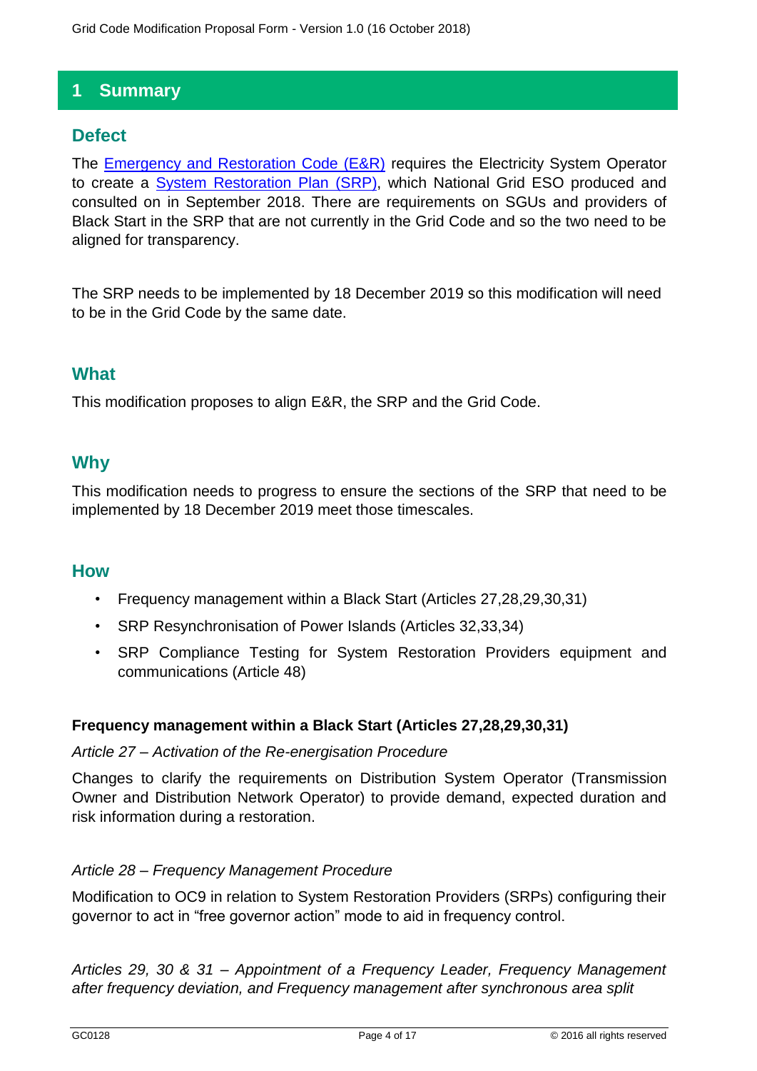# 1 Summary

## Defect

The [Emergency and Restoration Code (E&R)]() requires the Electricity System Operator to create a [System Restoration Plan (SRP)](), which National Grid ESO produced and consulted on in September 2018. There are requirements on SGUs and providers of Black Start in the SRP that are not currently in the Grid Code and so the two need to be aligned for transparency.

The SRP needs to be implemented by 18 December 2019 so this modification will need to be in the Grid Code by the same date.

## What

This modification proposes to align E&R, the SRP and the Grid Code.

## Why

This modification needs to progress to ensure the sections of the SRP that need to be implemented by 18 December 2019 meet those timescales.

## How

- Frequency management within a Black Start (Articles 27,28,29,30,31)
- SRP Resynchronisation of Power Islands (Articles 32,33,34)
- SRP Compliance Testing for System Restoration Providers equipment and communications (Article 48)

**Frequency management within a Black Start (Articles 27,28,29,30,31)**

*Article 27 – Activation of the Re-energisation Procedure*

Changes to clarify the requirements on Distribution System Operator (Transmission Owner and Distribution Network Operator) to provide demand, expected duration and risk information during a restoration.

*Article 28 – Frequency Management Procedure*

Modification to OC9 in relation to System Restoration Providers (SRPs) configuring their governor to act in "free governor action" mode to aid in frequency control.

*Articles 29, 30 & 31 – Appointment of a Frequency Leader, Frequency Management after frequency deviation, and Frequency management after synchronous area split*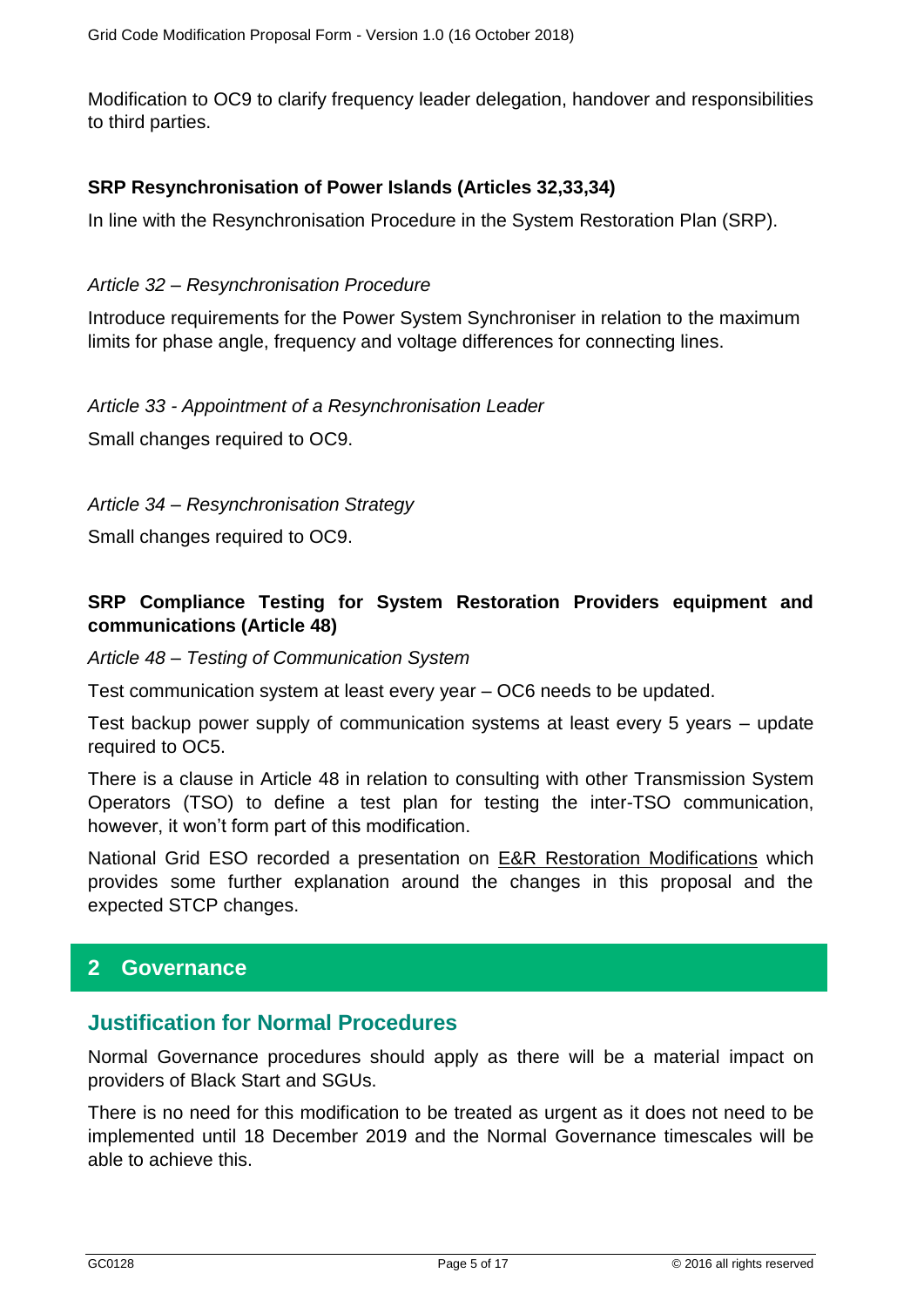Modification to OC9 to clarify frequency leader delegation, handover and responsibilities to third parties.

### SRP Resynchronisation of Power Islands (Articles 32,33,34)

In line with the Resynchronisation Procedure in the System Restoration Plan (SRP).

*Article 32 – Resynchronisation Procedure*

Introduce requirements for the Power System Synchroniser in relation to the maximum limits for phase angle, frequency and voltage differences for connecting lines.

*Article 33 - Appointment of a Resynchronisation Leader*

Small changes required to OC9.

*Article 34 – Resynchronisation Strategy*

Small changes required to OC9.

### SRP Compliance Testing for System Restoration Providers equipment and communications (Article 48)

*Article 48 – Testing of Communication System*

Test communication system at least every year – OC6 needs to be updated.

Test backup power supply of communication systems at least every 5 years – update required to OC5.

There is a clause in Article 48 in relation to consulting with other Transmission System Operators (TSO) to define a test plan for testing the inter-TSO communication, however, it won't form part of this modification.

National Grid ESO recorded a presentation on E&R Restoration Modifications which provides some further explanation around the changes in this proposal and the expected STCP changes.

## 2 Governance

### Justification for Normal Procedures

Normal Governance procedures should apply as there will be a material impact on providers of Black Start and SGUs.

There is no need for this modification to be treated as urgent as it does not need to be implemented until 18 December 2019 and the Normal Governance timescales will be able to achieve this.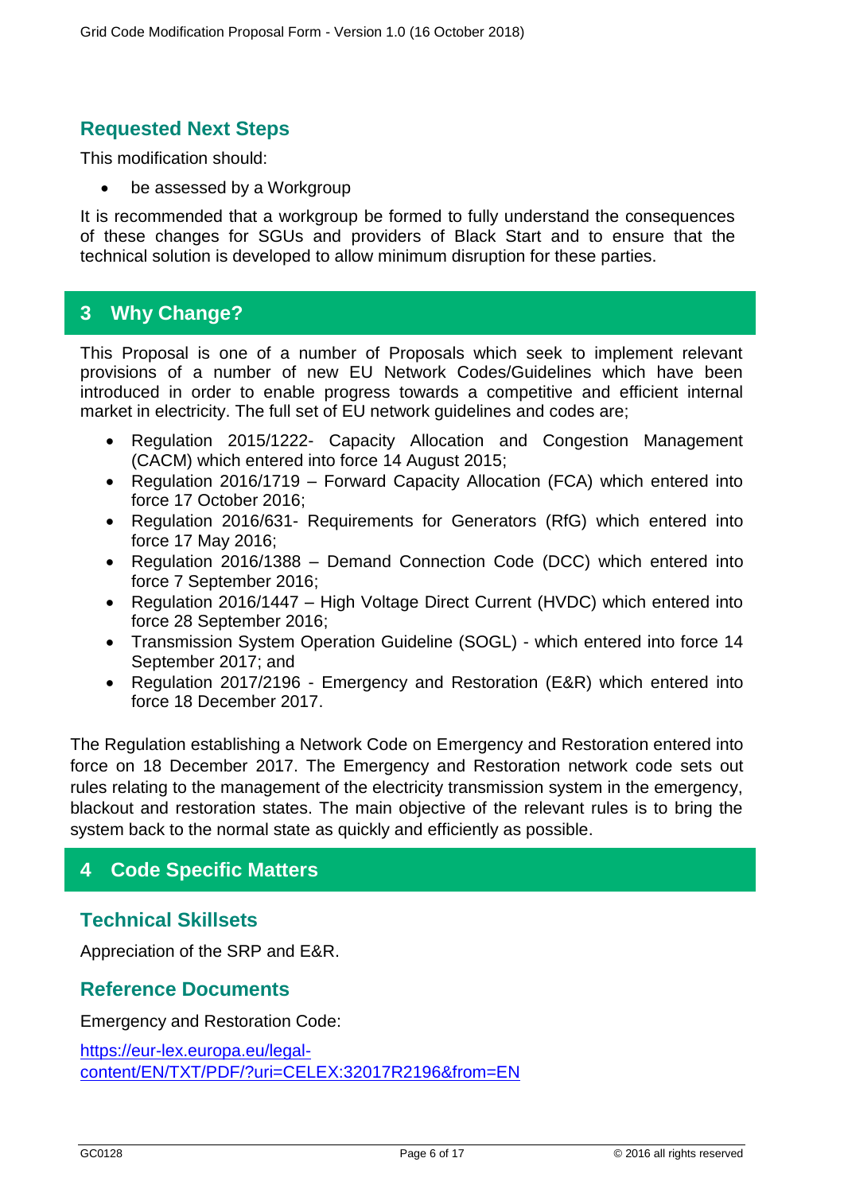## Requested Next Steps

This modification should:

- be assessed by a Workgroup

It is recommended that a workgroup be formed to fully understand the consequences of these changes for SGUs and providers of Black Start and to ensure that the technical solution is developed to allow minimum disruption for these parties.

## 3 Why Change?

This Proposal is one of a number of Proposals which seek to implement relevant provisions of a number of new EU Network Codes/Guidelines which have been introduced in order to enable progress towards a competitive and efficient internal market in electricity. The full set of EU network guidelines and codes are;

- Regulation 2015/1222- Capacity Allocation and Congestion Management (CACM) which entered into force 14 August 2015;
- Regulation 2016/1719 – Forward Capacity Allocation (FCA) which entered into force 17 October 2016;
- Regulation 2016/631- Requirements for Generators (RfG) which entered into force 17 May 2016;
- Regulation 2016/1388 – Demand Connection Code (DCC) which entered into force 7 September 2016;
- Regulation 2016/1447 – High Voltage Direct Current (HVDC) which entered into force 28 September 2016;
- Transmission System Operation Guideline (SOGL) - which entered into force 14 September 2017; and
- Regulation 2017/2196 - Emergency and Restoration (E&R) which entered into force 18 December 2017.

The Regulation establishing a Network Code on Emergency and Restoration entered into force on 18 December 2017. The Emergency and Restoration network code sets out rules relating to the management of the electricity transmission system in the emergency, blackout and restoration states. The main objective of the relevant rules is to bring the system back to the normal state as quickly and efficiently as possible.

## 4 Code Specific Matters

### Technical Skillsets

Appreciation of the SRP and E&R.

### Reference Documents

Emergency and Restoration Code:

https://eur-lex.europa.eu/legal-content/EN/TXT/PDF/?uri=CELEX:32017R2196&from=EN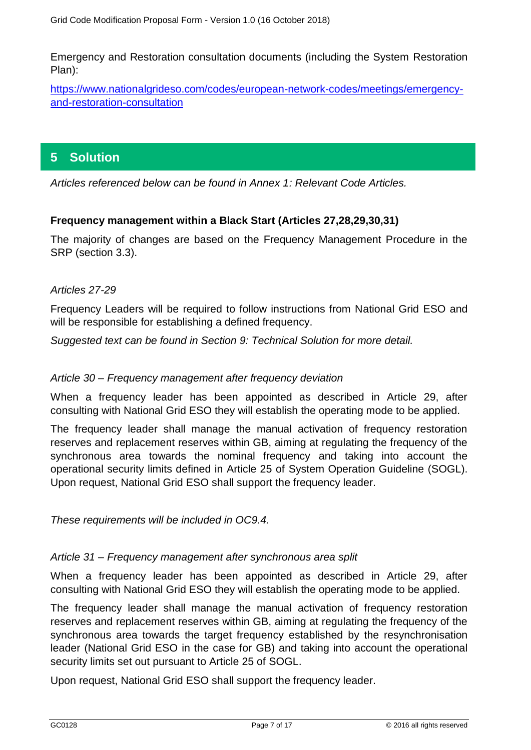Emergency and Restoration consultation documents (including the System Restoration Plan):

[https://www.nationalgrideso.com/codes/european-network-codes/meetings/emergency-and-restoration-consultation](https://www.nationalgrideso.com/codes/european-network-codes/meetings/emergency-and-restoration-consultation)

## 5 Solution

*Articles referenced below can be found in Annex 1: Relevant Code Articles.*

**Frequency management within a Black Start (Articles 27,28,29,30,31)**

The majority of changes are based on the Frequency Management Procedure in the SRP (section 3.3).

*Articles 27-29*

Frequency Leaders will be required to follow instructions from National Grid ESO and will be responsible for establishing a defined frequency.

*Suggested text can be found in Section 9: Technical Solution for more detail.*

*Article 30 – Frequency management after frequency deviation*

When a frequency leader has been appointed as described in Article 29, after consulting with National Grid ESO they will establish the operating mode to be applied.

The frequency leader shall manage the manual activation of frequency restoration reserves and replacement reserves within GB, aiming at regulating the frequency of the synchronous area towards the nominal frequency and taking into account the operational security limits defined in Article 25 of System Operation Guideline (SOGL). Upon request, National Grid ESO shall support the frequency leader.

*These requirements will be included in OC9.4.*

*Article 31 – Frequency management after synchronous area split*

When a frequency leader has been appointed as described in Article 29, after consulting with National Grid ESO they will establish the operating mode to be applied.

The frequency leader shall manage the manual activation of frequency restoration reserves and replacement reserves within GB, aiming at regulating the frequency of the synchronous area towards the target frequency established by the resynchronisation leader (National Grid ESO in the case for GB) and taking into account the operational security limits set out pursuant to Article 25 of SOGL.

Upon request, National Grid ESO shall support the frequency leader.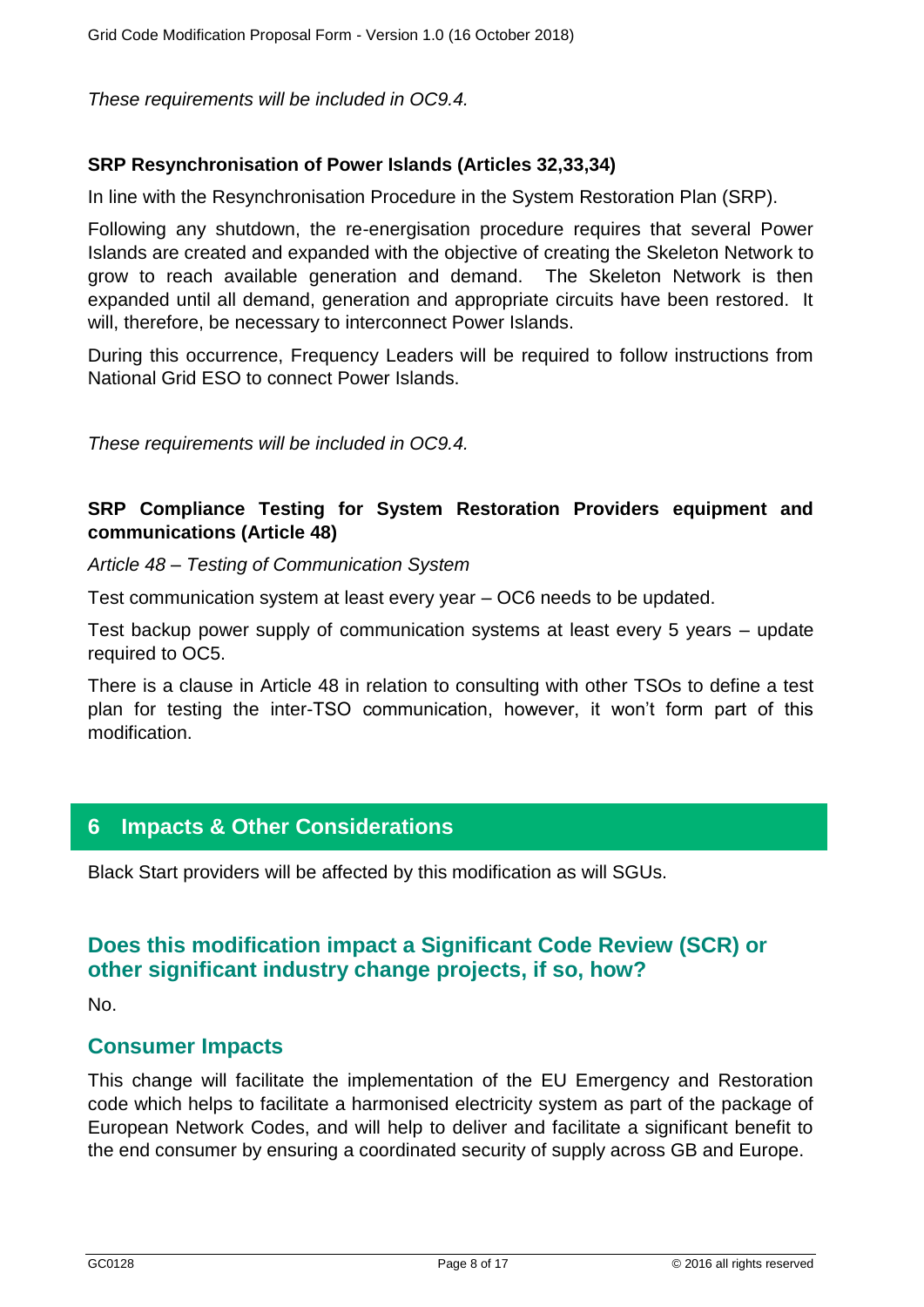*These requirements will be included in OC9.4.*

**SRP Resynchronisation of Power Islands (Articles 32,33,34)**

In line with the Resynchronisation Procedure in the System Restoration Plan (SRP).

Following any shutdown, the re-energisation procedure requires that several Power Islands are created and expanded with the objective of creating the Skeleton Network to grow to reach available generation and demand. The Skeleton Network is then expanded until all demand, generation and appropriate circuits have been restored. It will, therefore, be necessary to interconnect Power Islands.

During this occurrence, Frequency Leaders will be required to follow instructions from National Grid ESO to connect Power Islands.

*These requirements will be included in OC9.4.*

**SRP Compliance Testing for System Restoration Providers equipment and communications (Article 48)**

*Article 48 – Testing of Communication System*

Test communication system at least every year – OC6 needs to be updated.

Test backup power supply of communication systems at least every 5 years – update required to OC5.

There is a clause in Article 48 in relation to consulting with other TSOs to define a test plan for testing the inter-TSO communication, however, it won't form part of this modification.

## 6 Impacts & Other Considerations

Black Start providers will be affected by this modification as will SGUs.

### Does this modification impact a Significant Code Review (SCR) or other significant industry change projects, if so, how?

No.

### Consumer Impacts

This change will facilitate the implementation of the EU Emergency and Restoration code which helps to facilitate a harmonised electricity system as part of the package of European Network Codes, and will help to deliver and facilitate a significant benefit to the end consumer by ensuring a coordinated security of supply across GB and Europe.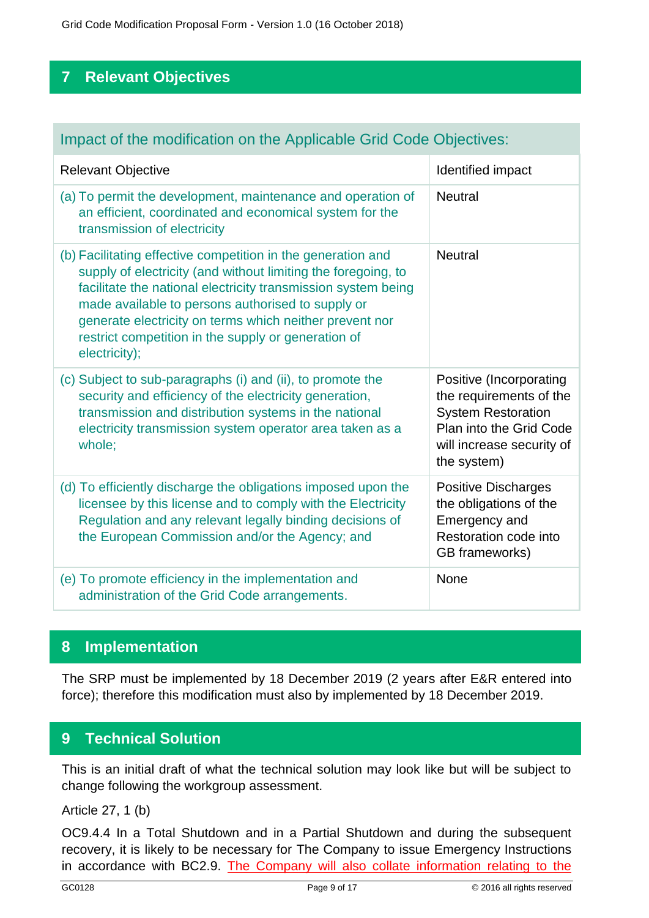## 7 Relevant Objectives

| Impact of the modification on the Applicable Grid Code Objectives: | |
|---|---|
| Relevant Objective | Identified impact |
| (a) To permit the development, maintenance and operation of an efficient, coordinated and economical system for the transmission of electricity | Neutral |
| (b) Facilitating effective competition in the generation and supply of electricity (and without limiting the foregoing, to facilitate the national electricity transmission system being made available to persons authorised to supply or generate electricity on terms which neither prevent nor restrict competition in the supply or generation of electricity); | Neutral |
| (c) Subject to sub-paragraphs (i) and (ii), to promote the security and efficiency of the electricity generation, transmission and distribution systems in the national electricity transmission system operator area taken as a whole; | Positive (Incorporating the requirements of the System Restoration Plan into the Grid Code will increase security of the system) |
| (d) To efficiently discharge the obligations imposed upon the licensee by this license and to comply with the Electricity Regulation and any relevant legally binding decisions of the European Commission and/or the Agency; and | Positive Discharges the obligations of the Emergency and Restoration code into GB frameworks) |
| (e) To promote efficiency in the implementation and administration of the Grid Code arrangements. | None |

## 8 Implementation

The SRP must be implemented by 18 December 2019 (2 years after E&R entered into force); therefore this modification must also by implemented by 18 December 2019.

## 9 Technical Solution

This is an initial draft of what the technical solution may look like but will be subject to change following the workgroup assessment.

Article 27, 1 (b)

OC9.4.4 In a Total Shutdown and in a Partial Shutdown and during the subsequent recovery, it is likely to be necessary for The Company to issue Emergency Instructions in accordance with BC2.9. The Company will also collate information relating to the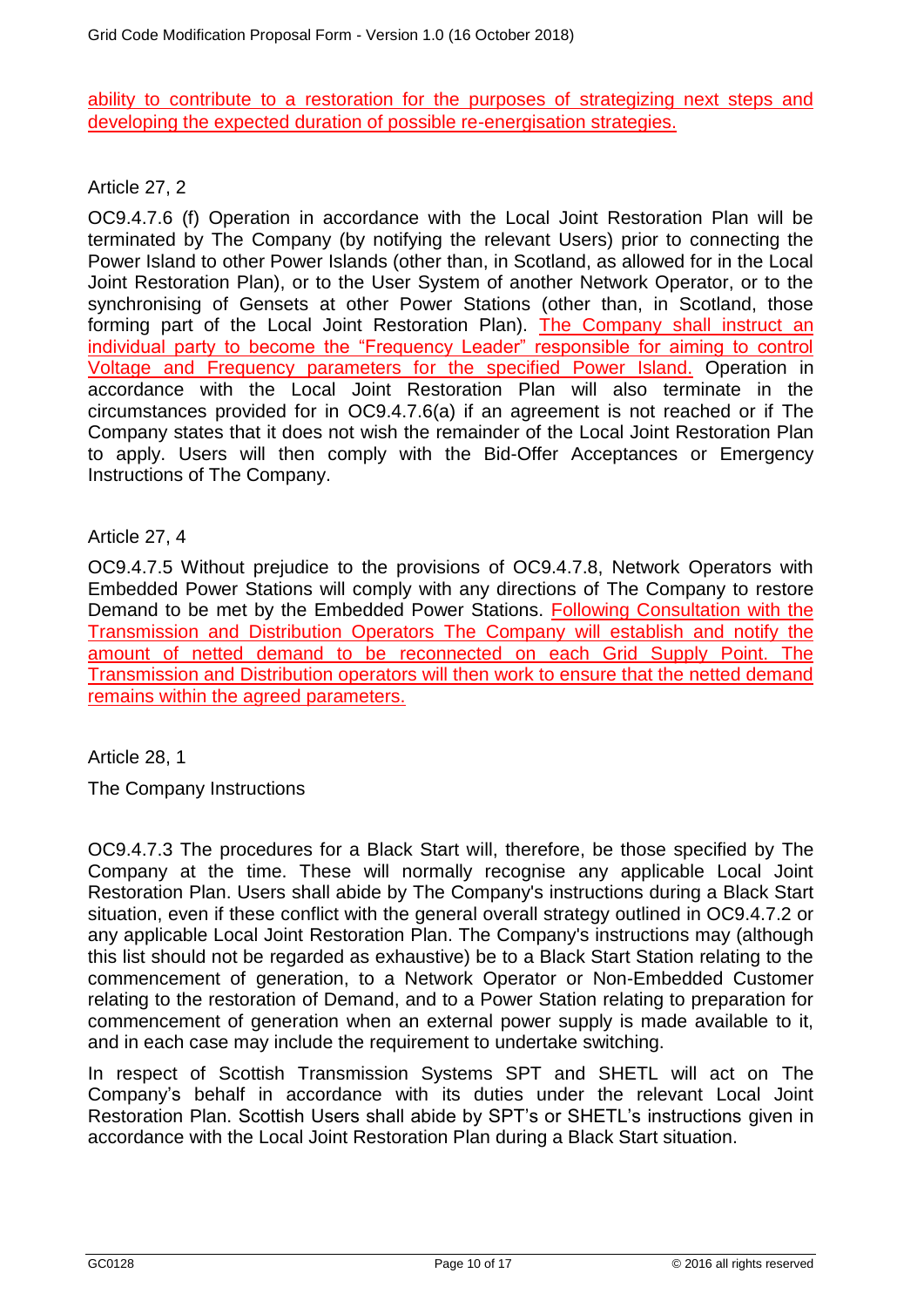ability to contribute to a restoration for the purposes of strategizing next steps and developing the expected duration of possible re-energisation strategies.

Article 27, 2

OC9.4.7.6 (f) Operation in accordance with the Local Joint Restoration Plan will be terminated by The Company (by notifying the relevant Users) prior to connecting the Power Island to other Power Islands (other than, in Scotland, as allowed for in the Local Joint Restoration Plan), or to the User System of another Network Operator, or to the synchronising of Gensets at other Power Stations (other than, in Scotland, those forming part of the Local Joint Restoration Plan). The Company shall instruct an individual party to become the "Frequency Leader" responsible for aiming to control Voltage and Frequency parameters for the specified Power Island. Operation in accordance with the Local Joint Restoration Plan will also terminate in the circumstances provided for in OC9.4.7.6(a) if an agreement is not reached or if The Company states that it does not wish the remainder of the Local Joint Restoration Plan to apply. Users will then comply with the Bid-Offer Acceptances or Emergency Instructions of The Company.

Article 27, 4

OC9.4.7.5 Without prejudice to the provisions of OC9.4.7.8, Network Operators with Embedded Power Stations will comply with any directions of The Company to restore Demand to be met by the Embedded Power Stations. Following Consultation with the Transmission and Distribution Operators The Company will establish and notify the amount of netted demand to be reconnected on each Grid Supply Point. The Transmission and Distribution operators will then work to ensure that the netted demand remains within the agreed parameters.

Article 28, 1

The Company Instructions

OC9.4.7.3 The procedures for a Black Start will, therefore, be those specified by The Company at the time. These will normally recognise any applicable Local Joint Restoration Plan. Users shall abide by The Company's instructions during a Black Start situation, even if these conflict with the general overall strategy outlined in OC9.4.7.2 or any applicable Local Joint Restoration Plan. The Company's instructions may (although this list should not be regarded as exhaustive) be to a Black Start Station relating to the commencement of generation, to a Network Operator or Non-Embedded Customer relating to the restoration of Demand, and to a Power Station relating to preparation for commencement of generation when an external power supply is made available to it, and in each case may include the requirement to undertake switching.

In respect of Scottish Transmission Systems SPT and SHETL will act on The Company's behalf in accordance with its duties under the relevant Local Joint Restoration Plan. Scottish Users shall abide by SPT's or SHETL's instructions given in accordance with the Local Joint Restoration Plan during a Black Start situation.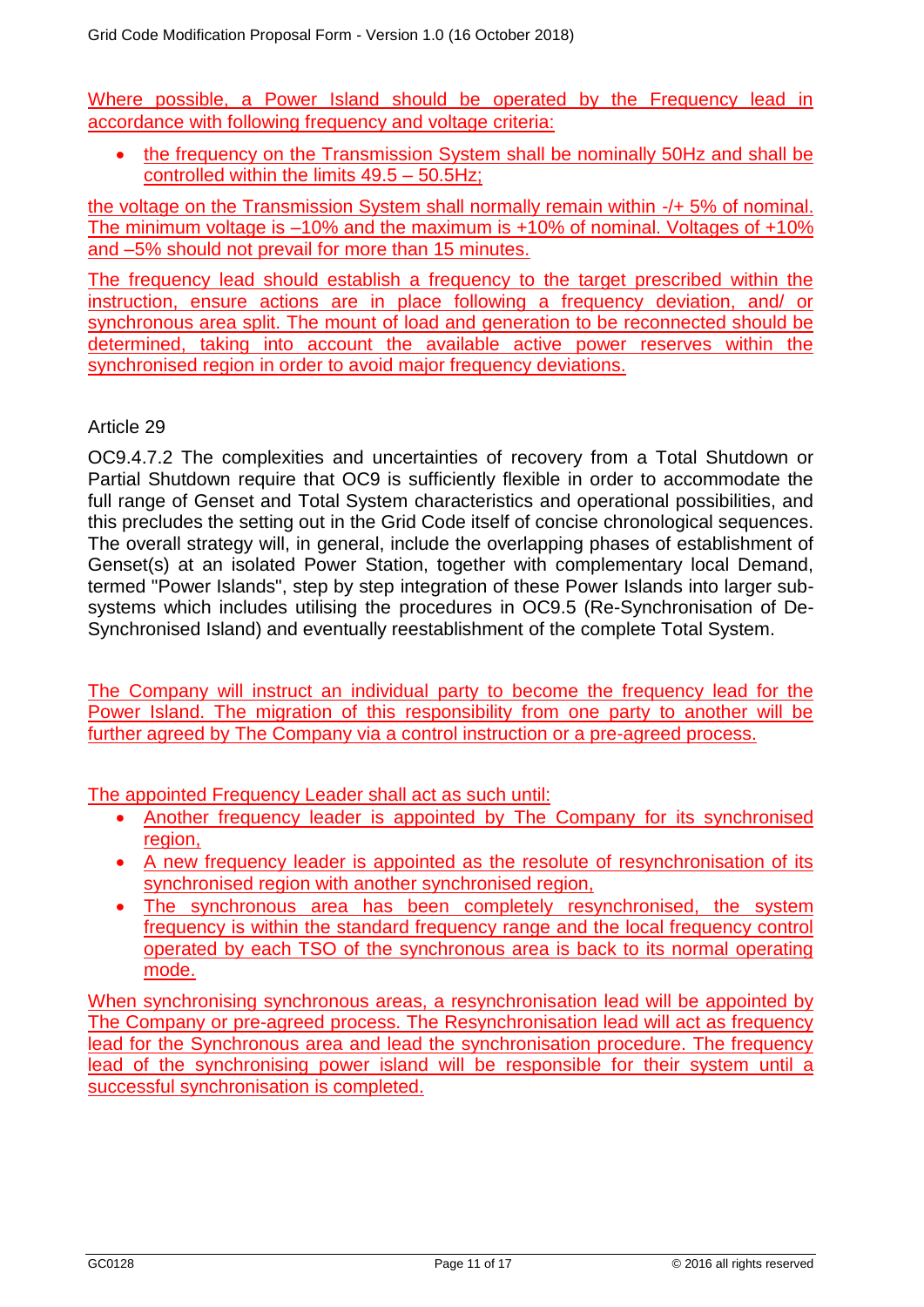Where possible, a Power Island should be operated by the Frequency lead in accordance with following frequency and voltage criteria:

- the frequency on the Transmission System shall be nominally 50Hz and shall be controlled within the limits 49.5 – 50.5Hz;

the voltage on the Transmission System shall normally remain within -/+ 5% of nominal. The minimum voltage is –10% and the maximum is +10% of nominal. Voltages of +10% and –5% should not prevail for more than 15 minutes.

The frequency lead should establish a frequency to the target prescribed within the instruction, ensure actions are in place following a frequency deviation, and/ or synchronous area split. The mount of load and generation to be reconnected should be determined, taking into account the available active power reserves within the synchronised region in order to avoid major frequency deviations.

Article 29

OC9.4.7.2 The complexities and uncertainties of recovery from a Total Shutdown or Partial Shutdown require that OC9 is sufficiently flexible in order to accommodate the full range of Genset and Total System characteristics and operational possibilities, and this precludes the setting out in the Grid Code itself of concise chronological sequences. The overall strategy will, in general, include the overlapping phases of establishment of Genset(s) at an isolated Power Station, together with complementary local Demand, termed "Power Islands", step by step integration of these Power Islands into larger sub-systems which includes utilising the procedures in OC9.5 (Re-Synchronisation of De-Synchronised Island) and eventually reestablishment of the complete Total System.

The Company will instruct an individual party to become the frequency lead for the Power Island. The migration of this responsibility from one party to another will be further agreed by The Company via a control instruction or a pre-agreed process.

The appointed Frequency Leader shall act as such until:

- Another frequency leader is appointed by The Company for its synchronised region,
- A new frequency leader is appointed as the resolute of resynchronisation of its synchronised region with another synchronised region,
- The synchronous area has been completely resynchronised, the system frequency is within the standard frequency range and the local frequency control operated by each TSO of the synchronous area is back to its normal operating mode.

When synchronising synchronous areas, a resynchronisation lead will be appointed by The Company or pre-agreed process. The Resynchronisation lead will act as frequency lead for the Synchronous area and lead the synchronisation procedure. The frequency lead of the synchronising power island will be responsible for their system until a successful synchronisation is completed.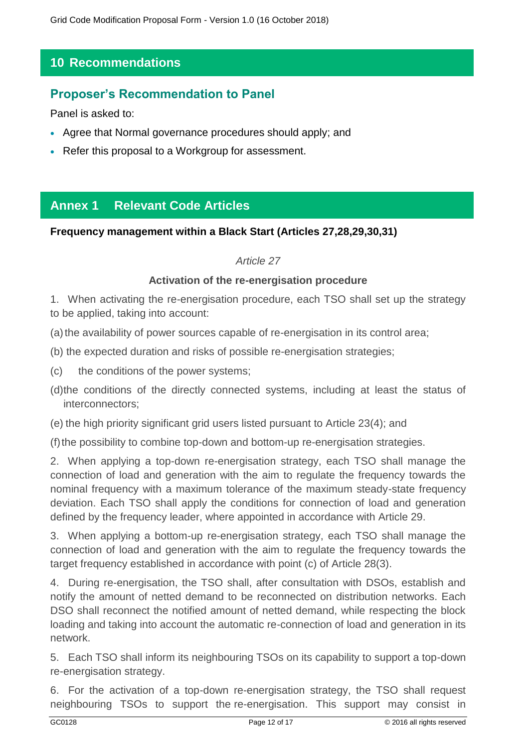## 10 Recommendations

### Proposer's Recommendation to Panel

Panel is asked to:

- Agree that Normal governance procedures should apply; and
- Refer this proposal to a Workgroup for assessment.

## Annex 1 Relevant Code Articles

**Frequency management within a Black Start (Articles 27,28,29,30,31)**

*Article 27*

**Activation of the re-energisation procedure**

1. When activating the re-energisation procedure, each TSO shall set up the strategy to be applied, taking into account:

(a) the availability of power sources capable of re-energisation in its control area;

(b) the expected duration and risks of possible re-energisation strategies;

(c) the conditions of the power systems;

(d) the conditions of the directly connected systems, including at least the status of interconnectors;

(e) the high priority significant grid users listed pursuant to Article 23(4); and

(f) the possibility to combine top-down and bottom-up re-energisation strategies.

2. When applying a top-down re-energisation strategy, each TSO shall manage the connection of load and generation with the aim to regulate the frequency towards the nominal frequency with a maximum tolerance of the maximum steady-state frequency deviation. Each TSO shall apply the conditions for connection of load and generation defined by the frequency leader, where appointed in accordance with Article 29.

3. When applying a bottom-up re-energisation strategy, each TSO shall manage the connection of load and generation with the aim to regulate the frequency towards the target frequency established in accordance with point (c) of Article 28(3).

4. During re-energisation, the TSO shall, after consultation with DSOs, establish and notify the amount of netted demand to be reconnected on distribution networks. Each DSO shall reconnect the notified amount of netted demand, while respecting the block loading and taking into account the automatic re-connection of load and generation in its network.

5. Each TSO shall inform its neighbouring TSOs on its capability to support a top-down re-energisation strategy.

6. For the activation of a top-down re-energisation strategy, the TSO shall request neighbouring TSOs to support the re-energisation. This support may consist in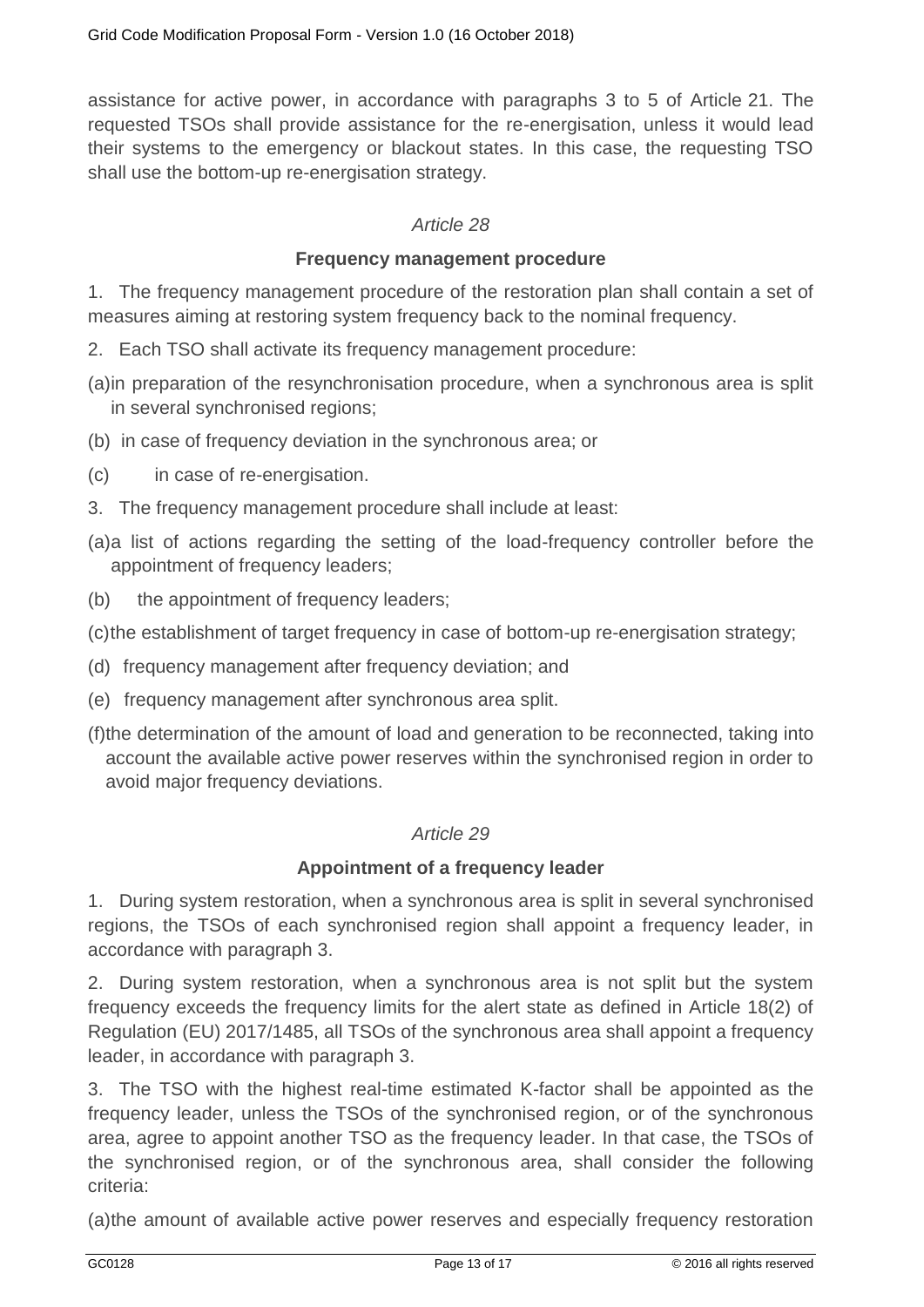assistance for active power, in accordance with paragraphs 3 to 5 of Article 21. The requested TSOs shall provide assistance for the re-energisation, unless it would lead their systems to the emergency or blackout states. In this case, the requesting TSO shall use the bottom-up re-energisation strategy.

*Article 28*

**Frequency management procedure**

1. The frequency management procedure of the restoration plan shall contain a set of measures aiming at restoring system frequency back to the nominal frequency.

2. Each TSO shall activate its frequency management procedure:

(a) in preparation of the resynchronisation procedure, when a synchronous area is split in several synchronised regions;

(b) in case of frequency deviation in the synchronous area; or

(c) in case of re-energisation.

3. The frequency management procedure shall include at least:

(a) a list of actions regarding the setting of the load-frequency controller before the appointment of frequency leaders;

(b) the appointment of frequency leaders;

(c) the establishment of target frequency in case of bottom-up re-energisation strategy;

(d) frequency management after frequency deviation; and

(e) frequency management after synchronous area split.

(f) the determination of the amount of load and generation to be reconnected, taking into account the available active power reserves within the synchronised region in order to avoid major frequency deviations.

*Article 29*

**Appointment of a frequency leader**

1. During system restoration, when a synchronous area is split in several synchronised regions, the TSOs of each synchronised region shall appoint a frequency leader, in accordance with paragraph 3.

2. During system restoration, when a synchronous area is not split but the system frequency exceeds the frequency limits for the alert state as defined in Article 18(2) of Regulation (EU) 2017/1485, all TSOs of the synchronous area shall appoint a frequency leader, in accordance with paragraph 3.

3. The TSO with the highest real-time estimated K-factor shall be appointed as the frequency leader, unless the TSOs of the synchronised region, or of the synchronous area, agree to appoint another TSO as the frequency leader. In that case, the TSOs of the synchronised region, or of the synchronous area, shall consider the following criteria:

(a) the amount of available active power reserves and especially frequency restoration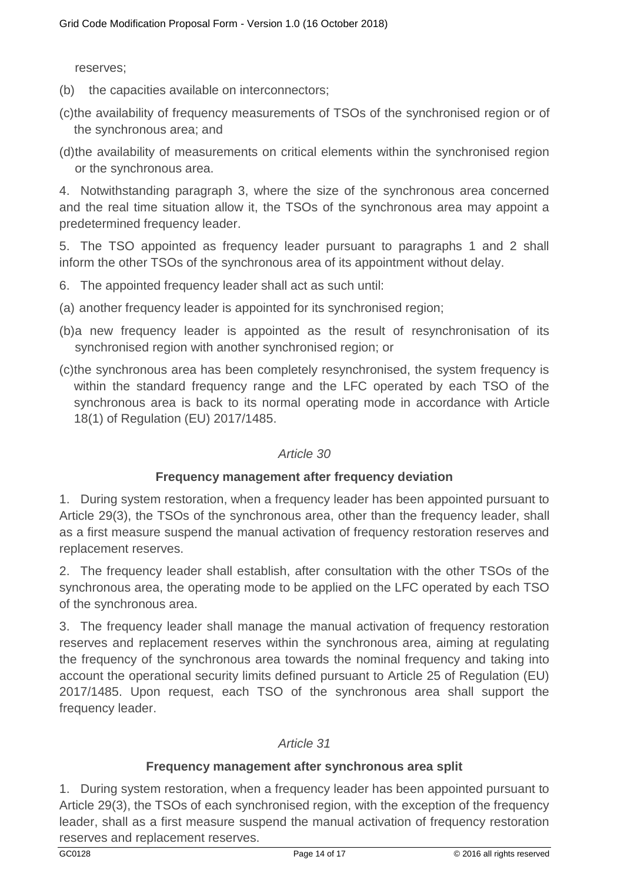reserves;

(b) the capacities available on interconnectors;

(c) the availability of frequency measurements of TSOs of the synchronised region or of the synchronous area; and

(d) the availability of measurements on critical elements within the synchronised region or the synchronous area.

4. Notwithstanding paragraph 3, where the size of the synchronous area concerned and the real time situation allow it, the TSOs of the synchronous area may appoint a predetermined frequency leader.

5. The TSO appointed as frequency leader pursuant to paragraphs 1 and 2 shall inform the other TSOs of the synchronous area of its appointment without delay.

6. The appointed frequency leader shall act as such until:

(a) another frequency leader is appointed for its synchronised region;

(b) a new frequency leader is appointed as the result of resynchronisation of its synchronised region with another synchronised region; or

(c) the synchronous area has been completely resynchronised, the system frequency is within the standard frequency range and the LFC operated by each TSO of the synchronous area is back to its normal operating mode in accordance with Article 18(1) of Regulation (EU) 2017/1485.

*Article 30*

**Frequency management after frequency deviation**

1. During system restoration, when a frequency leader has been appointed pursuant to Article 29(3), the TSOs of the synchronous area, other than the frequency leader, shall as a first measure suspend the manual activation of frequency restoration reserves and replacement reserves.

2. The frequency leader shall establish, after consultation with the other TSOs of the synchronous area, the operating mode to be applied on the LFC operated by each TSO of the synchronous area.

3. The frequency leader shall manage the manual activation of frequency restoration reserves and replacement reserves within the synchronous area, aiming at regulating the frequency of the synchronous area towards the nominal frequency and taking into account the operational security limits defined pursuant to Article 25 of Regulation (EU) 2017/1485. Upon request, each TSO of the synchronous area shall support the frequency leader.

*Article 31*

**Frequency management after synchronous area split**

1. During system restoration, when a frequency leader has been appointed pursuant to Article 29(3), the TSOs of each synchronised region, with the exception of the frequency leader, shall as a first measure suspend the manual activation of frequency restoration reserves and replacement reserves.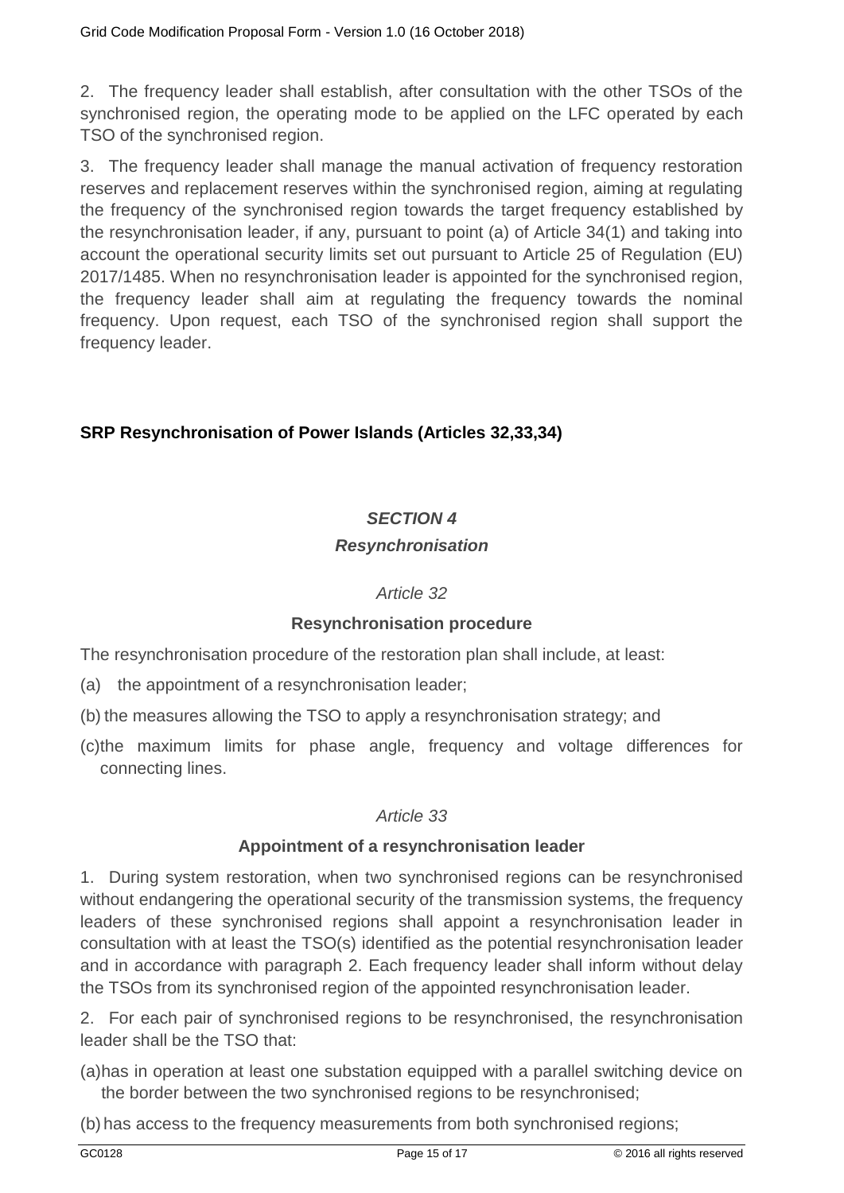2. The frequency leader shall establish, after consultation with the other TSOs of the synchronised region, the operating mode to be applied on the LFC operated by each TSO of the synchronised region.

3. The frequency leader shall manage the manual activation of frequency restoration reserves and replacement reserves within the synchronised region, aiming at regulating the frequency of the synchronised region towards the target frequency established by the resynchronisation leader, if any, pursuant to point (a) of Article 34(1) and taking into account the operational security limits set out pursuant to Article 25 of Regulation (EU) 2017/1485. When no resynchronisation leader is appointed for the synchronised region, the frequency leader shall aim at regulating the frequency towards the nominal frequency. Upon request, each TSO of the synchronised region shall support the frequency leader.

**SRP Resynchronisation of Power Islands (Articles 32,33,34)**

## *SECTION 4*

## *Resynchronisation*

*Article 32*

**Resynchronisation procedure**

The resynchronisation procedure of the restoration plan shall include, at least:

(a) the appointment of a resynchronisation leader;

(b) the measures allowing the TSO to apply a resynchronisation strategy; and

(c) the maximum limits for phase angle, frequency and voltage differences for connecting lines.

*Article 33*

**Appointment of a resynchronisation leader**

1. During system restoration, when two synchronised regions can be resynchronised without endangering the operational security of the transmission systems, the frequency leaders of these synchronised regions shall appoint a resynchronisation leader in consultation with at least the TSO(s) identified as the potential resynchronisation leader and in accordance with paragraph 2. Each frequency leader shall inform without delay the TSOs from its synchronised region of the appointed resynchronisation leader.

2. For each pair of synchronised regions to be resynchronised, the resynchronisation leader shall be the TSO that:

(a) has in operation at least one substation equipped with a parallel switching device on the border between the two synchronised regions to be resynchronised;

(b) has access to the frequency measurements from both synchronised regions;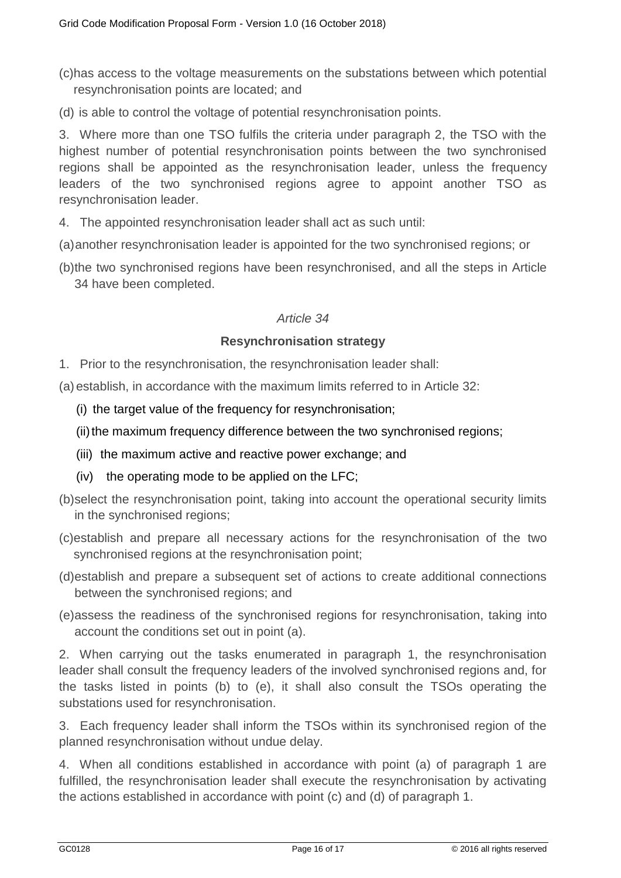(c) has access to the voltage measurements on the substations between which potential resynchronisation points are located; and

(d) is able to control the voltage of potential resynchronisation points.

3. Where more than one TSO fulfils the criteria under paragraph 2, the TSO with the highest number of potential resynchronisation points between the two synchronised regions shall be appointed as the resynchronisation leader, unless the frequency leaders of the two synchronised regions agree to appoint another TSO as resynchronisation leader.

4. The appointed resynchronisation leader shall act as such until:

(a) another resynchronisation leader is appointed for the two synchronised regions; or

(b) the two synchronised regions have been resynchronised, and all the steps in Article 34 have been completed.

*Article 34*

**Resynchronisation strategy**

1. Prior to the resynchronisation, the resynchronisation leader shall:

(a) establish, in accordance with the maximum limits referred to in Article 32:

(i) the target value of the frequency for resynchronisation;

(ii) the maximum frequency difference between the two synchronised regions;

(iii) the maximum active and reactive power exchange; and

(iv) the operating mode to be applied on the LFC;

(b) select the resynchronisation point, taking into account the operational security limits in the synchronised regions;

(c) establish and prepare all necessary actions for the resynchronisation of the two synchronised regions at the resynchronisation point;

(d) establish and prepare a subsequent set of actions to create additional connections between the synchronised regions; and

(e) assess the readiness of the synchronised regions for resynchronisation, taking into account the conditions set out in point (a).

2. When carrying out the tasks enumerated in paragraph 1, the resynchronisation leader shall consult the frequency leaders of the involved synchronised regions and, for the tasks listed in points (b) to (e), it shall also consult the TSOs operating the substations used for resynchronisation.

3. Each frequency leader shall inform the TSOs within its synchronised region of the planned resynchronisation without undue delay.

4. When all conditions established in accordance with point (a) of paragraph 1 are fulfilled, the resynchronisation leader shall execute the resynchronisation by activating the actions established in accordance with point (c) and (d) of paragraph 1.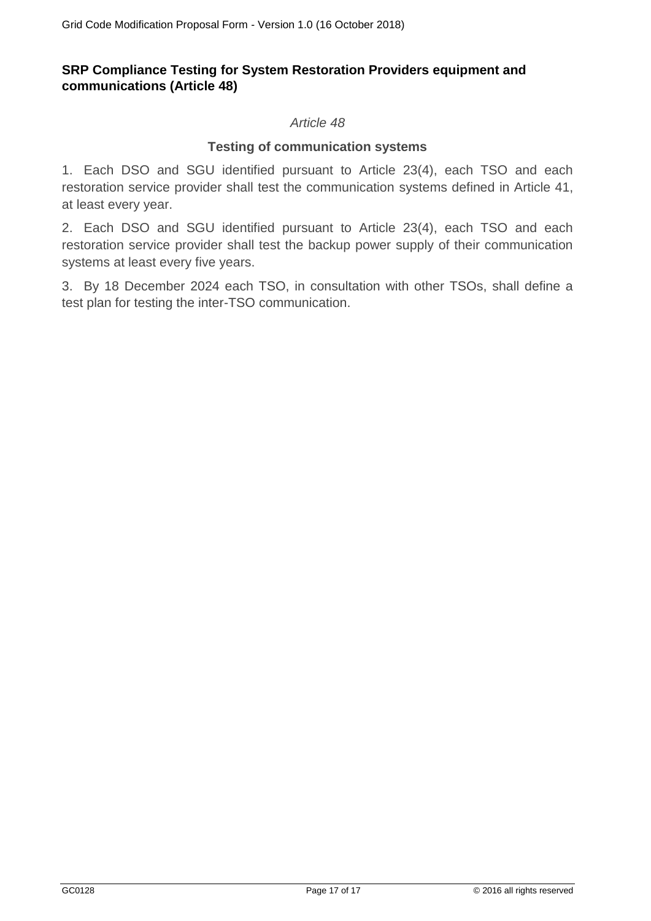**SRP Compliance Testing for System Restoration Providers equipment and communications (Article 48)**

*Article 48*

**Testing of communication systems**

1. Each DSO and SGU identified pursuant to Article 23(4), each TSO and each restoration service provider shall test the communication systems defined in Article 41, at least every year.

2. Each DSO and SGU identified pursuant to Article 23(4), each TSO and each restoration service provider shall test the backup power supply of their communication systems at least every five years.

3. By 18 December 2024 each TSO, in consultation with other TSOs, shall define a test plan for testing the inter-TSO communication.